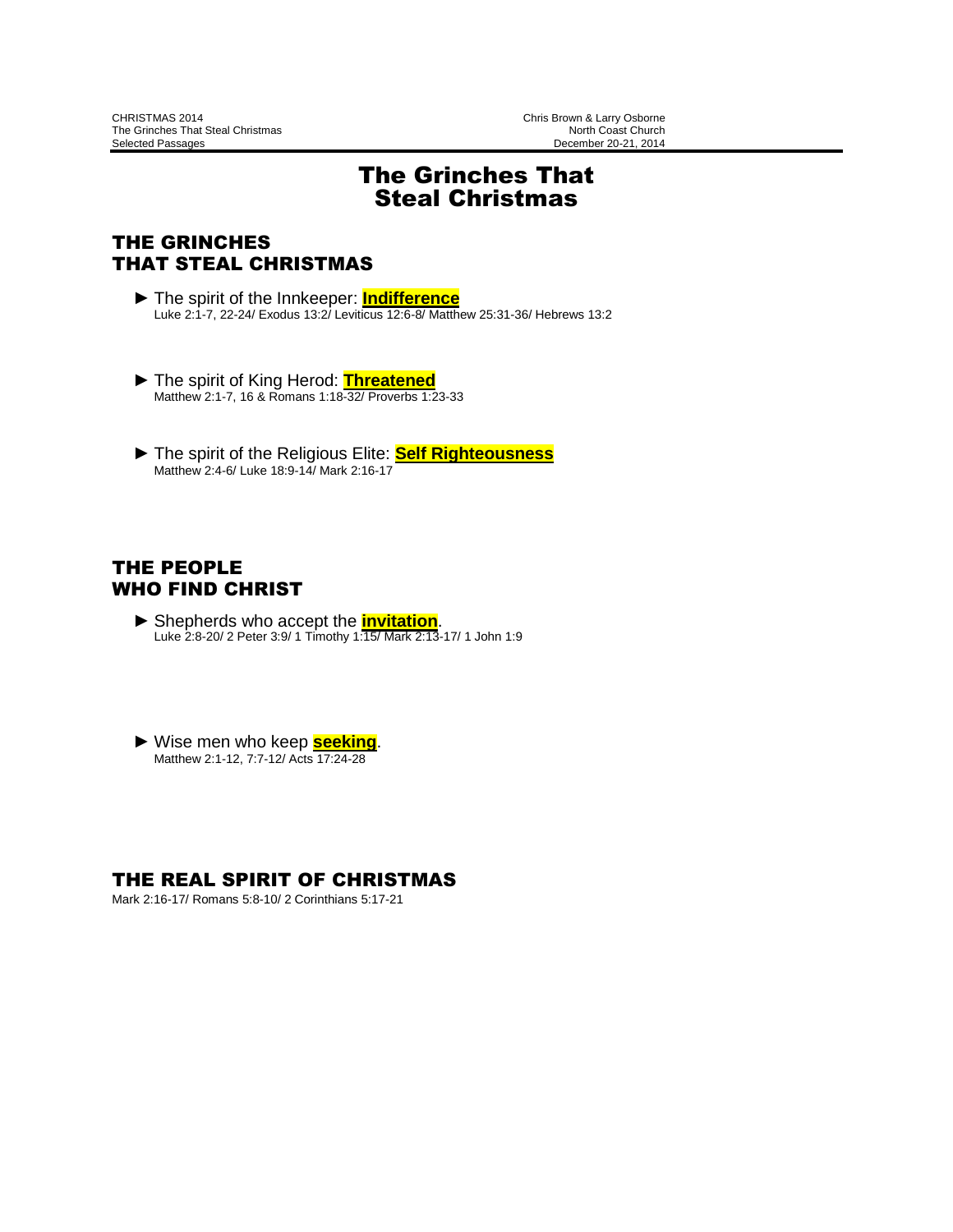CHRISTMAS 2014
The Grinches That Steal Christmas
Selected Passages

Chris Brown & Larry Osborne
North Coast Church
December 20-21, 2014

# The Grinches That Steal Christmas

## THE GRINCHES THAT STEAL CHRISTMAS

- ► The spirit of the Innkeeper: **Indifference**
  Luke 2:1-7, 22-24/ Exodus 13:2/ Leviticus 12:6-8/ Matthew 25:31-36/ Hebrews 13:2

- ► The spirit of King Herod: **Threatened**
  Matthew 2:1-7, 16 & Romans 1:18-32/ Proverbs 1:23-33

- ► The spirit of the Religious Elite: **Self Righteousness**
  Matthew 2:4-6/ Luke 18:9-14/ Mark 2:16-17

## THE PEOPLE WHO FIND CHRIST

- ► Shepherds who accept the **invitation**.
  Luke 2:8-20/ 2 Peter 3:9/ 1 Timothy 1:15/ Mark 2:13-17/ 1 John 1:9

- ► Wise men who keep **seeking**.
  Matthew 2:1-12, 7:7-12/ Acts 17:24-28

## THE REAL SPIRIT OF CHRISTMAS

Mark 2:16-17/ Romans 5:8-10/ 2 Corinthians 5:17-21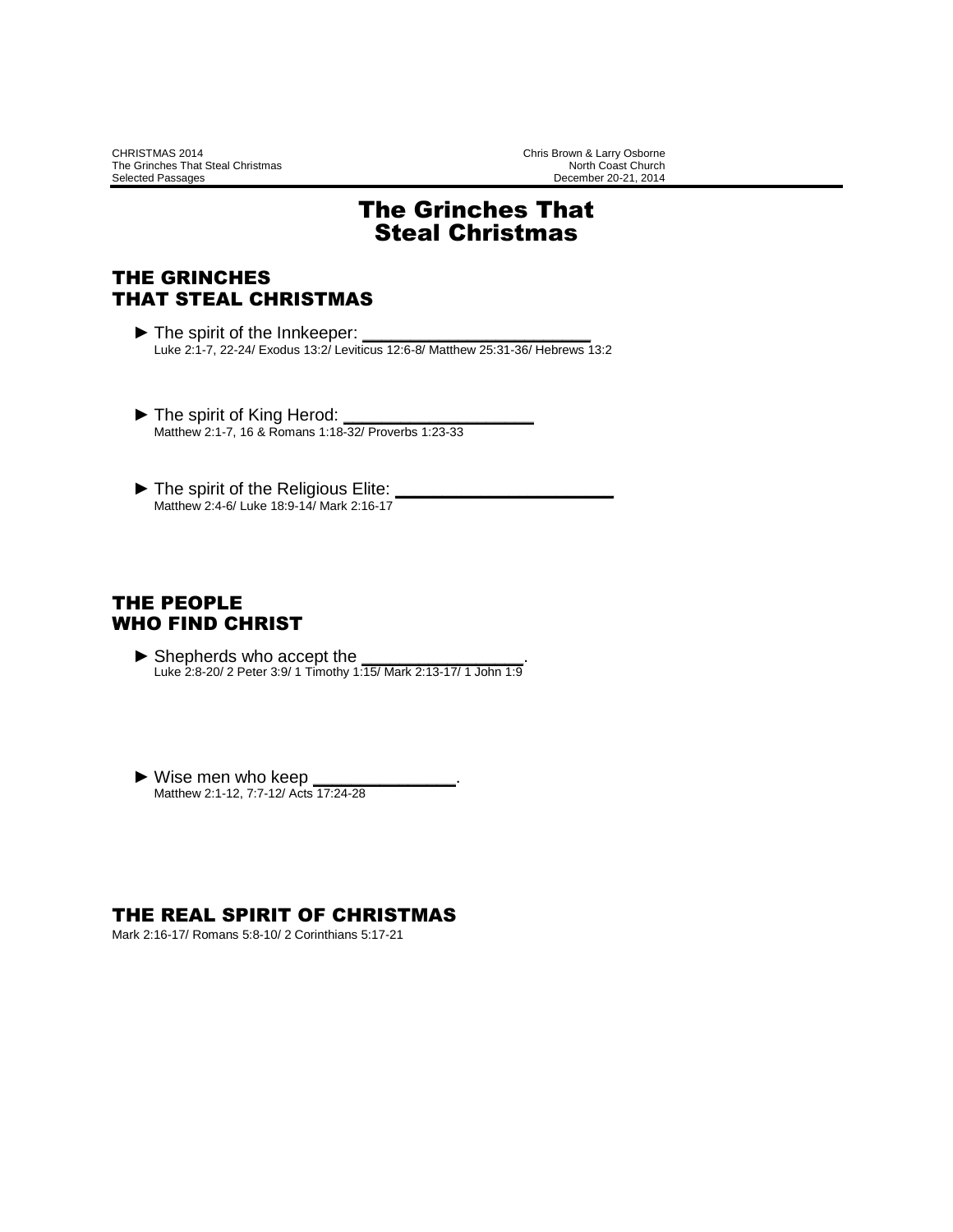CHRISTMAS 2014
The Grinches That Steal Christmas
Selected Passages

Chris Brown & Larry Osborne
North Coast Church
December 20-21, 2014

# The Grinches That Steal Christmas

## THE GRINCHES THAT STEAL CHRISTMAS

► The spirit of the Innkeeper: ______________________
Luke 2:1-7, 22-24/ Exodus 13:2/ Leviticus 12:6-8/ Matthew 25:31-36/ Hebrews 13:2

► The spirit of King Herod: __________________
Matthew 2:1-7, 16 & Romans 1:18-32/ Proverbs 1:23-33

► The spirit of the Religious Elite: _____________________
Matthew 2:4-6/ Luke 18:9-14/ Mark 2:16-17

## THE PEOPLE WHO FIND CHRIST

► Shepherds who accept the ________________.
Luke 2:8-20/ 2 Peter 3:9/ 1 Timothy 1:15/ Mark 2:13-17/ 1 John 1:9

► Wise men who keep ______________.
Matthew 2:1-12, 7:7-12/ Acts 17:24-28

## THE REAL SPIRIT OF CHRISTMAS

Mark 2:16-17/ Romans 5:8-10/ 2 Corinthians 5:17-21